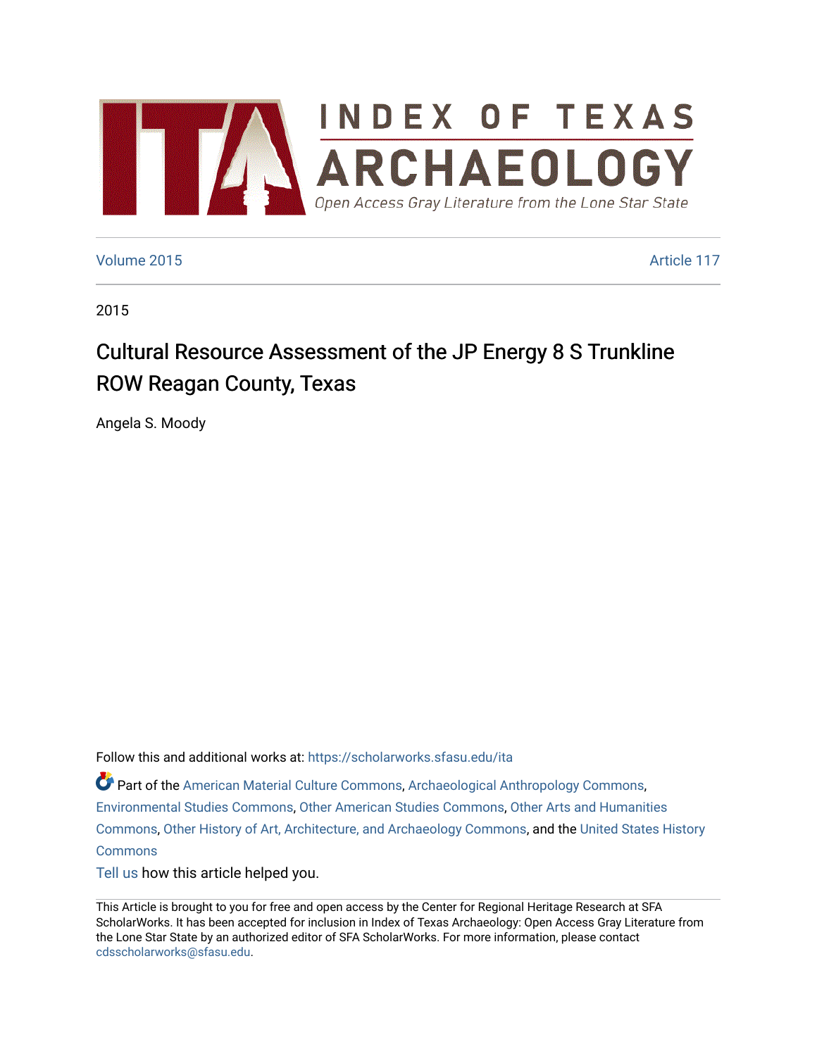# INDEX OF TEXAS ARCHAEOLOGY

Open Access Gray Literature from the Lone Star State

Volume 2015 Article 117

2015

# Cultural Resource Assessment of the JP Energy 8 S Trunkline ROW Reagan County, Texas

Angela S. Moody

Follow this and additional works at: https://scholarworks.sfasu.edu/ita

Part of the American Material Culture Commons, Archaeological Anthropology Commons, Environmental Studies Commons, Other American Studies Commons, Other Arts and Humanities Commons, Other History of Art, Architecture, and Archaeology Commons, and the United States History Commons

Tell us how this article helped you.

This Article is brought to you for free and open access by the Center for Regional Heritage Research at SFA ScholarWorks. It has been accepted for inclusion in Index of Texas Archaeology: Open Access Gray Literature from the Lone Star State by an authorized editor of SFA ScholarWorks. For more information, please contact cdsscholarworks@sfasu.edu.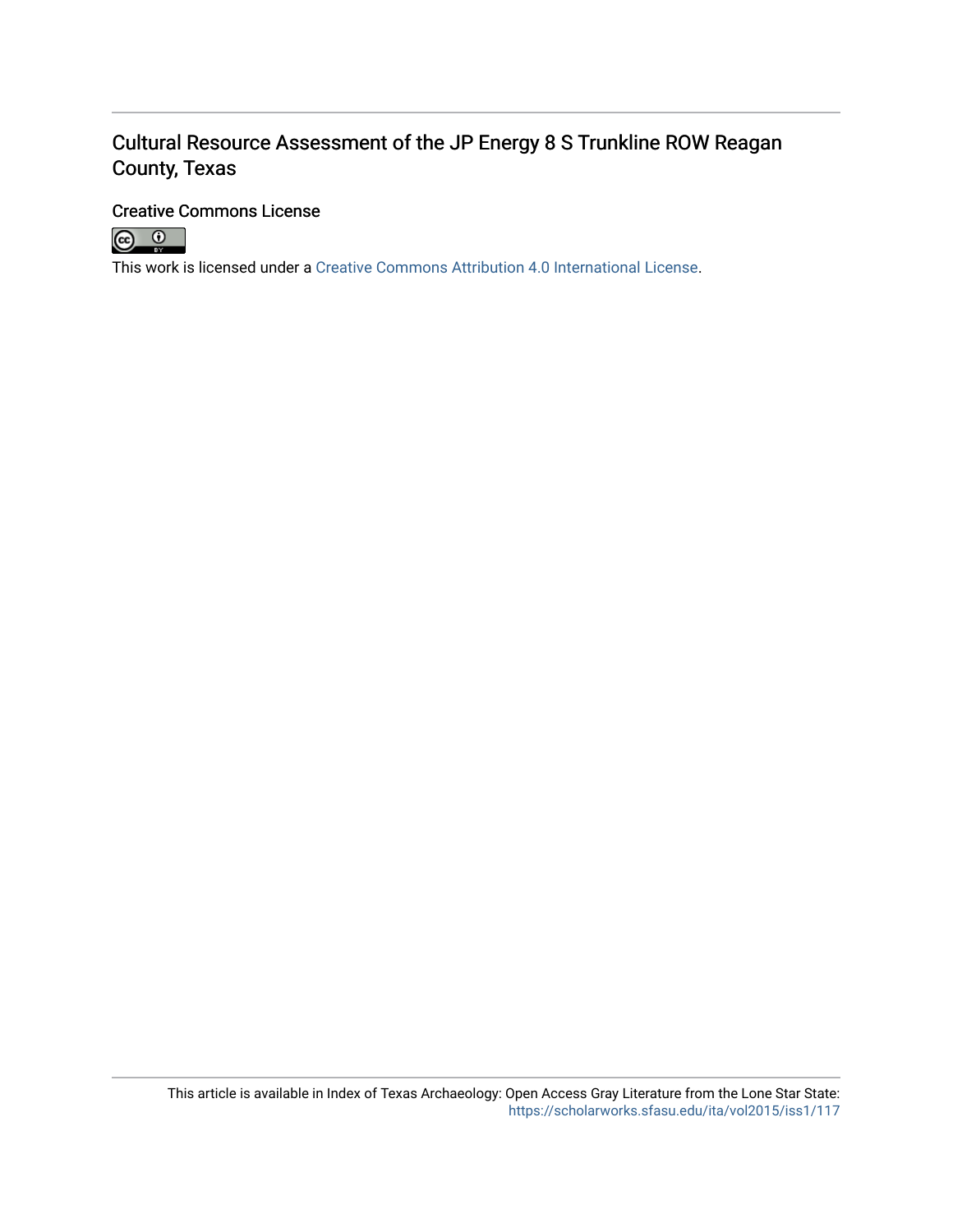Cultural Resource Assessment of the JP Energy 8 S Trunkline ROW Reagan County, Texas

Creative Commons License

This work is licensed under a Creative Commons Attribution 4.0 International License.

This article is available in Index of Texas Archaeology: Open Access Gray Literature from the Lone Star State: https://scholarworks.sfasu.edu/ita/vol2015/iss1/117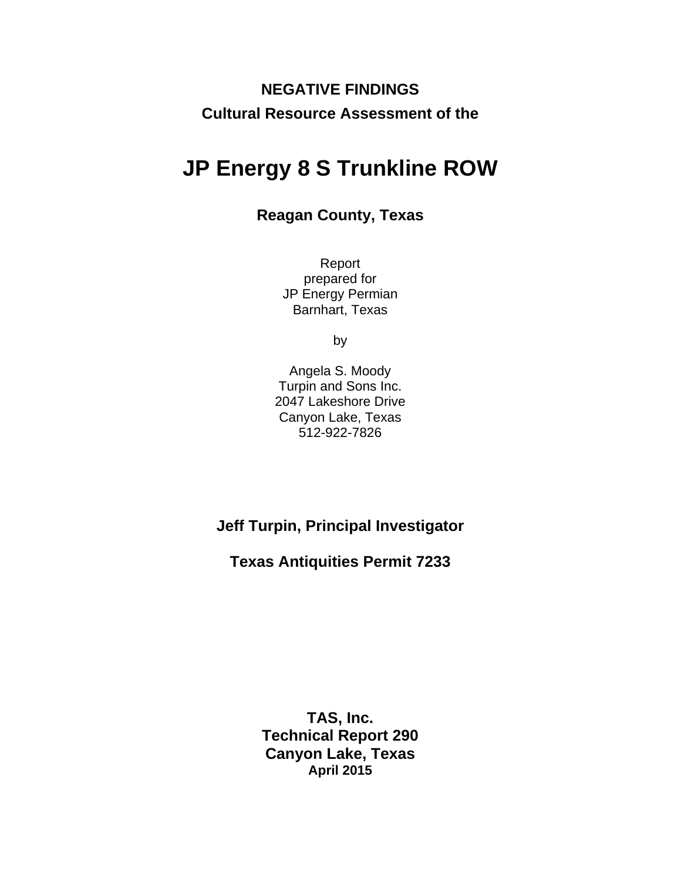**NEGATIVE FINDINGS**

**Cultural Resource Assessment of the**

# JP Energy 8 S Trunkline ROW

## Reagan County, Texas

Report
prepared for
JP Energy Permian
Barnhart, Texas

by

Angela S. Moody
Turpin and Sons Inc.
2047 Lakeshore Drive
Canyon Lake, Texas
512-922-7826

**Jeff Turpin, Principal Investigator**

**Texas Antiquities Permit 7233**

**TAS, Inc.**
**Technical Report 290**
**Canyon Lake, Texas**
**April 2015**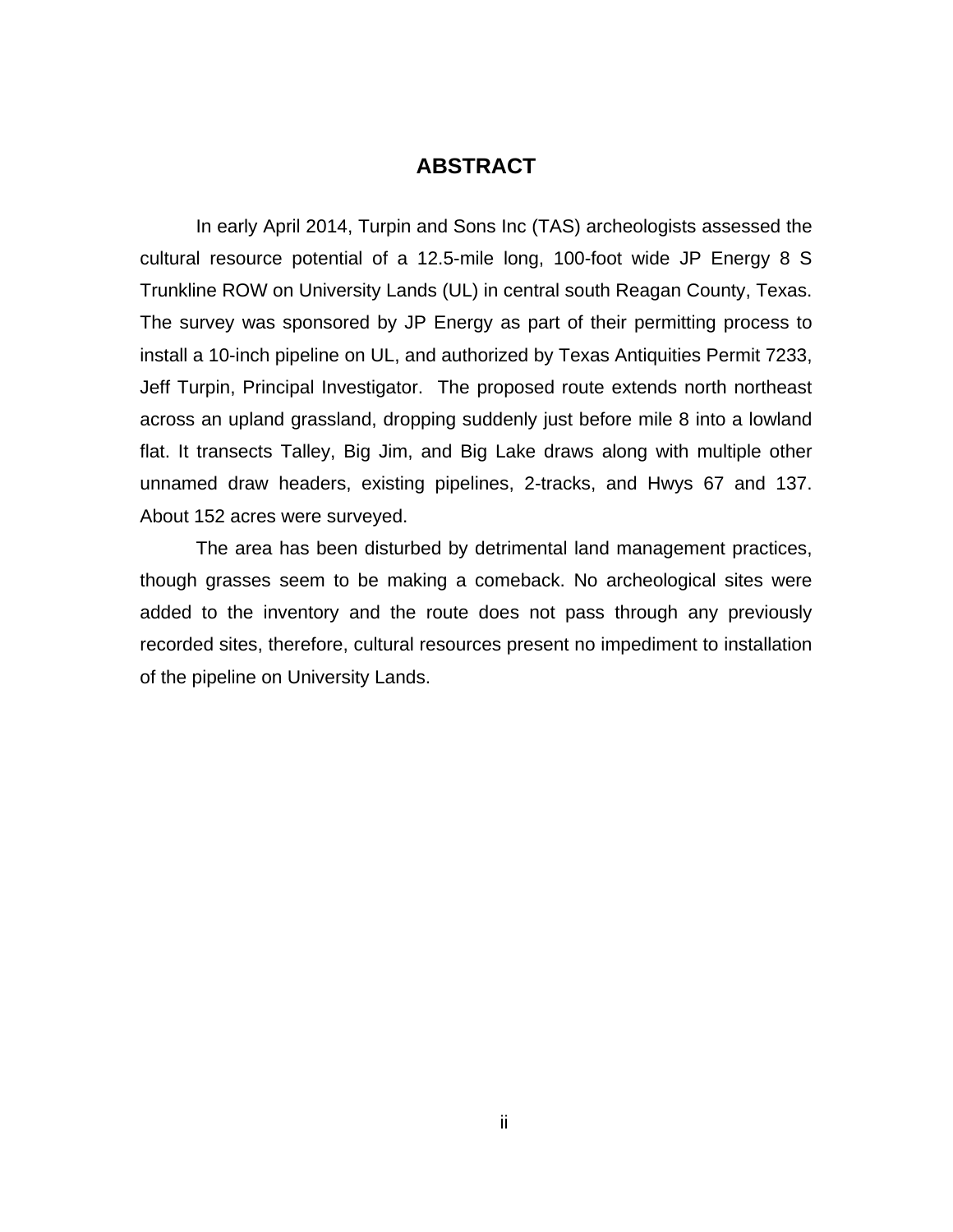# ABSTRACT

In early April 2014, Turpin and Sons Inc (TAS) archeologists assessed the cultural resource potential of a 12.5-mile long, 100-foot wide JP Energy 8 S Trunkline ROW on University Lands (UL) in central south Reagan County, Texas. The survey was sponsored by JP Energy as part of their permitting process to install a 10-inch pipeline on UL, and authorized by Texas Antiquities Permit 7233, Jeff Turpin, Principal Investigator. The proposed route extends north northeast across an upland grassland, dropping suddenly just before mile 8 into a lowland flat. It transects Talley, Big Jim, and Big Lake draws along with multiple other unnamed draw headers, existing pipelines, 2-tracks, and Hwys 67 and 137. About 152 acres were surveyed.

The area has been disturbed by detrimental land management practices, though grasses seem to be making a comeback. No archeological sites were added to the inventory and the route does not pass through any previously recorded sites, therefore, cultural resources present no impediment to installation of the pipeline on University Lands.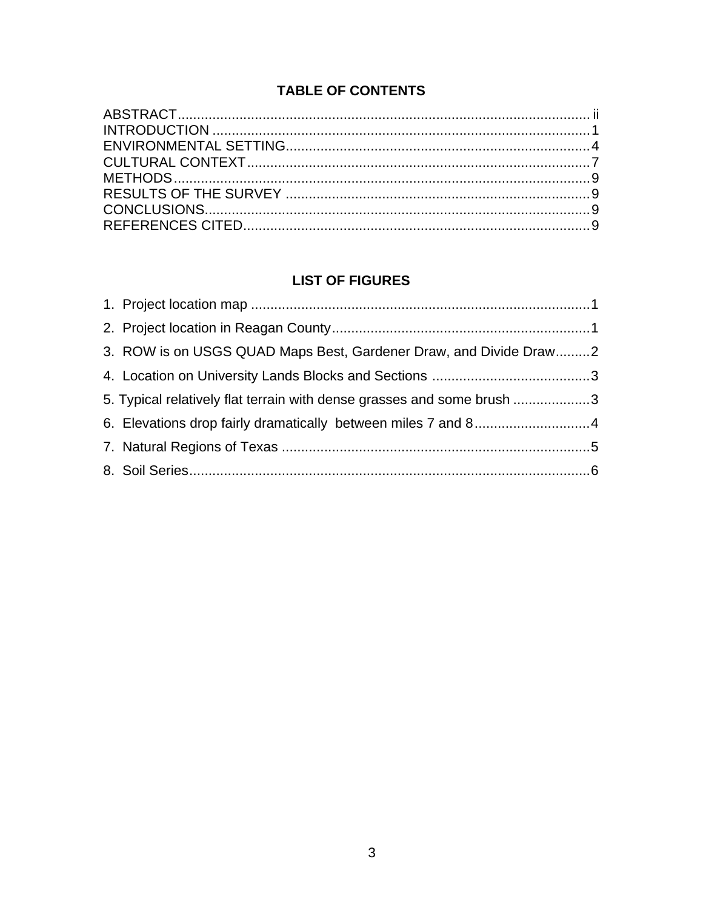## TABLE OF CONTENTS

ABSTRACT.......................................................................................................... ii
INTRODUCTION .................................................................................................1
ENVIRONMENTAL SETTING..............................................................................4
CULTURAL CONTEXT........................................................................................7
METHODS...........................................................................................................9
RESULTS OF THE SURVEY ..............................................................................9
CONCLUSIONS...................................................................................................9
REFERENCES CITED.........................................................................................9

## LIST OF FIGURES

1. Project location map ........................................................................................1
2. Project location in Reagan County...................................................................1
3. ROW is on USGS QUAD Maps Best, Gardener Draw, and Divide Draw.........2
4. Location on University Lands Blocks and Sections .........................................3
5. Typical relatively flat terrain with dense grasses and some brush ....................3
6. Elevations drop fairly dramatically between miles 7 and 8..............................4
7. Natural Regions of Texas ................................................................................5
8. Soil Series........................................................................................................6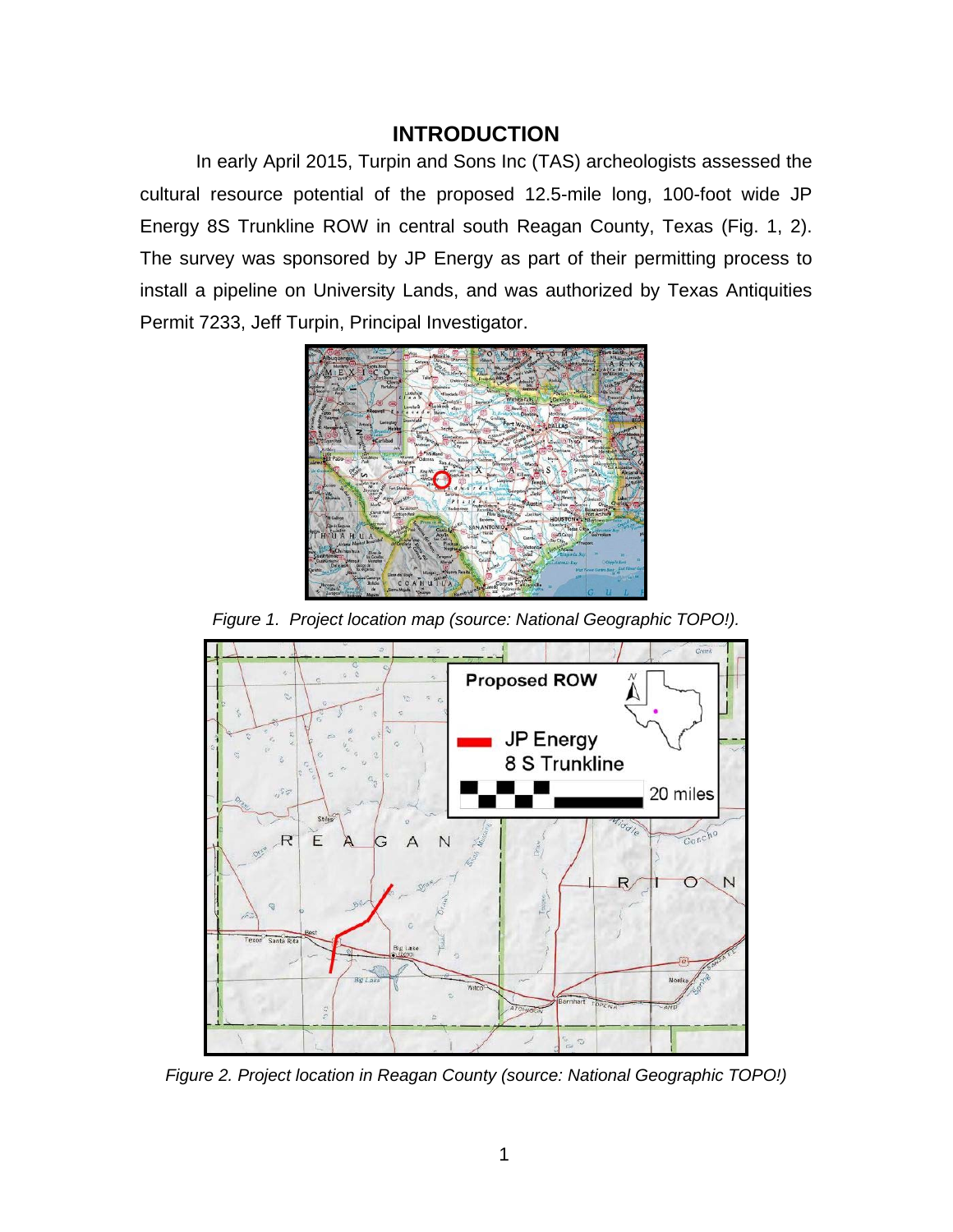# INTRODUCTION

In early April 2015, Turpin and Sons Inc (TAS) archeologists assessed the cultural resource potential of the proposed 12.5-mile long, 100-foot wide JP Energy 8S Trunkline ROW in central south Reagan County, Texas (Fig. 1, 2). The survey was sponsored by JP Energy as part of their permitting process to install a pipeline on University Lands, and was authorized by Texas Antiquities Permit 7233, Jeff Turpin, Principal Investigator.

*Figure 1. Project location map (source: National Geographic TOPO!).*

*Figure 2. Project location in Reagan County (source: National Geographic TOPO!)*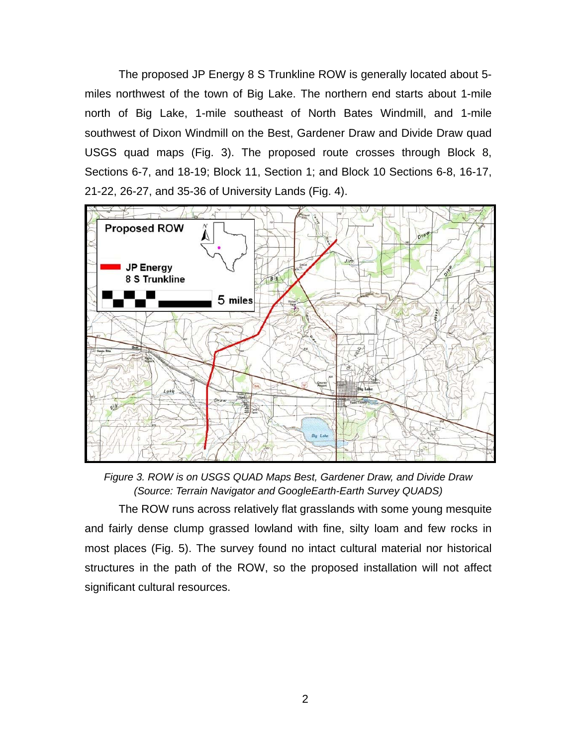The proposed JP Energy 8 S Trunkline ROW is generally located about 5-miles northwest of the town of Big Lake. The northern end starts about 1-mile north of Big Lake, 1-mile southeast of North Bates Windmill, and 1-mile southwest of Dixon Windmill on the Best, Gardener Draw and Divide Draw quad USGS quad maps (Fig. 3). The proposed route crosses through Block 8, Sections 6-7, and 18-19; Block 11, Section 1; and Block 10 Sections 6-8, 16-17, 21-22, 26-27, and 35-36 of University Lands (Fig. 4).

*Figure 3. ROW is on USGS QUAD Maps Best, Gardener Draw, and Divide Draw (Source: Terrain Navigator and GoogleEarth-Earth Survey QUADS)*

The ROW runs across relatively flat grasslands with some young mesquite and fairly dense clump grassed lowland with fine, silty loam and few rocks in most places (Fig. 5). The survey found no intact cultural material nor historical structures in the path of the ROW, so the proposed installation will not affect significant cultural resources.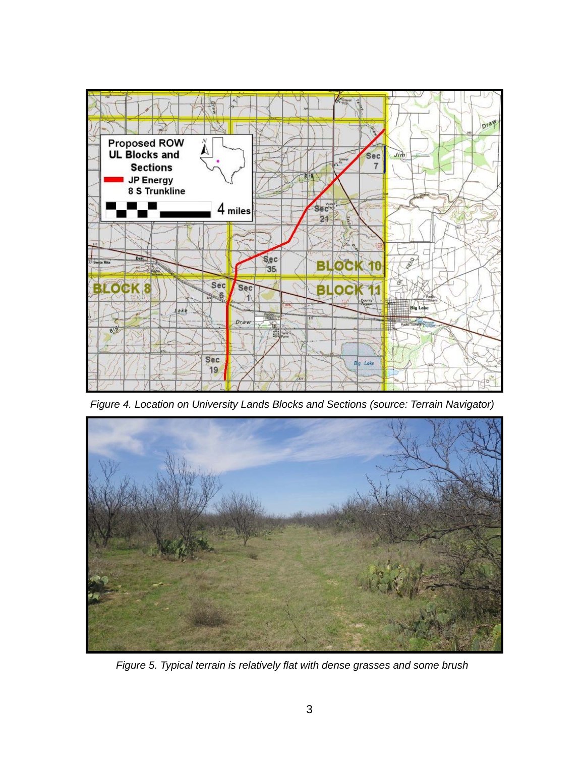*Figure 4. Location on University Lands Blocks and Sections (source: Terrain Navigator)*

*Figure 5. Typical terrain is relatively flat with dense grasses and some brush*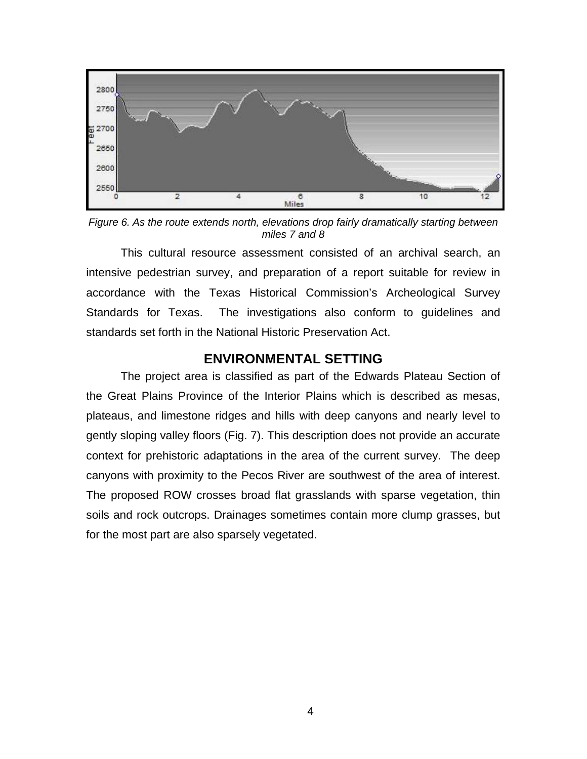*Figure 6. As the route extends north, elevations drop fairly dramatically starting between miles 7 and 8*

This cultural resource assessment consisted of an archival search, an intensive pedestrian survey, and preparation of a report suitable for review in accordance with the Texas Historical Commission's Archeological Survey Standards for Texas. The investigations also conform to guidelines and standards set forth in the National Historic Preservation Act.

## ENVIRONMENTAL SETTING

The project area is classified as part of the Edwards Plateau Section of the Great Plains Province of the Interior Plains which is described as mesas, plateaus, and limestone ridges and hills with deep canyons and nearly level to gently sloping valley floors (Fig. 7). This description does not provide an accurate context for prehistoric adaptations in the area of the current survey. The deep canyons with proximity to the Pecos River are southwest of the area of interest. The proposed ROW crosses broad flat grasslands with sparse vegetation, thin soils and rock outcrops. Drainages sometimes contain more clump grasses, but for the most part are also sparsely vegetated.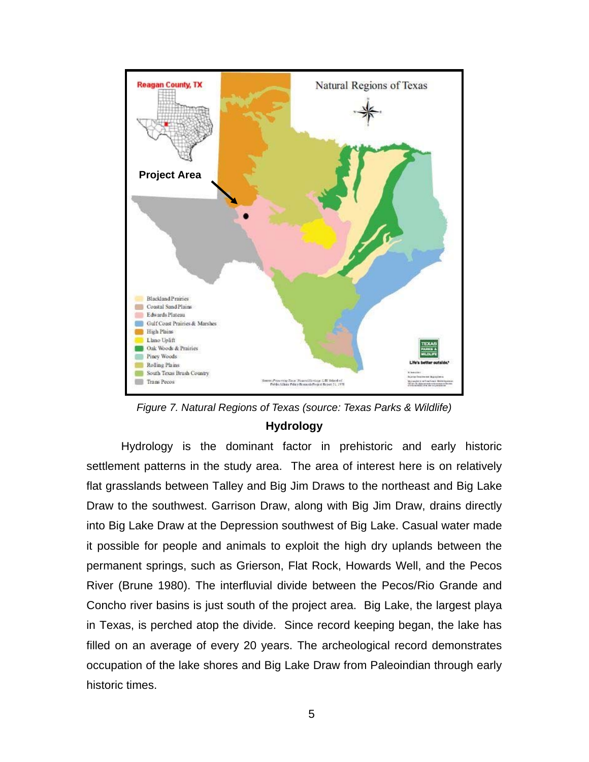*Figure 7. Natural Regions of Texas (source: Texas Parks & Wildlife)*

## Hydrology

Hydrology is the dominant factor in prehistoric and early historic settlement patterns in the study area. The area of interest here is on relatively flat grasslands between Talley and Big Jim Draws to the northeast and Big Lake Draw to the southwest. Garrison Draw, along with Big Jim Draw, drains directly into Big Lake Draw at the Depression southwest of Big Lake. Casual water made it possible for people and animals to exploit the high dry uplands between the permanent springs, such as Grierson, Flat Rock, Howards Well, and the Pecos River (Brune 1980). The interfluvial divide between the Pecos/Rio Grande and Concho river basins is just south of the project area. Big Lake, the largest playa in Texas, is perched atop the divide. Since record keeping began, the lake has filled on an average of every 20 years. The archeological record demonstrates occupation of the lake shores and Big Lake Draw from Paleoindian through early historic times.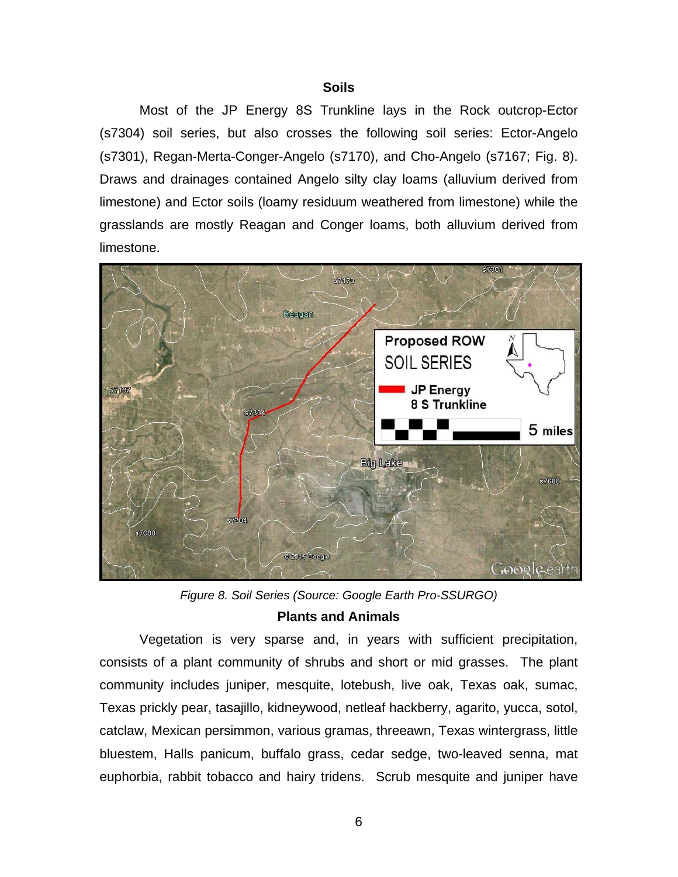## Soils

Most of the JP Energy 8S Trunkline lays in the Rock outcrop-Ector (s7304) soil series, but also crosses the following soil series: Ector-Angelo (s7301), Regan-Merta-Conger-Angelo (s7170), and Cho-Angelo (s7167; Fig. 8). Draws and drainages contained Angelo silty clay loams (alluvium derived from limestone) and Ector soils (loamy residuum weathered from limestone) while the grasslands are mostly Reagan and Conger loams, both alluvium derived from limestone.

*Figure 8. Soil Series (Source: Google Earth Pro-SSURGO)*

## Plants and Animals

Vegetation is very sparse and, in years with sufficient precipitation, consists of a plant community of shrubs and short or mid grasses. The plant community includes juniper, mesquite, lotebush, live oak, Texas oak, sumac, Texas prickly pear, tasajillo, kidneywood, netleaf hackberry, agarito, yucca, sotol, catclaw, Mexican persimmon, various gramas, threeawn, Texas wintergrass, little bluestem, Halls panicum, buffalo grass, cedar sedge, two-leaved senna, mat euphorbia, rabbit tobacco and hairy tridens. Scrub mesquite and juniper have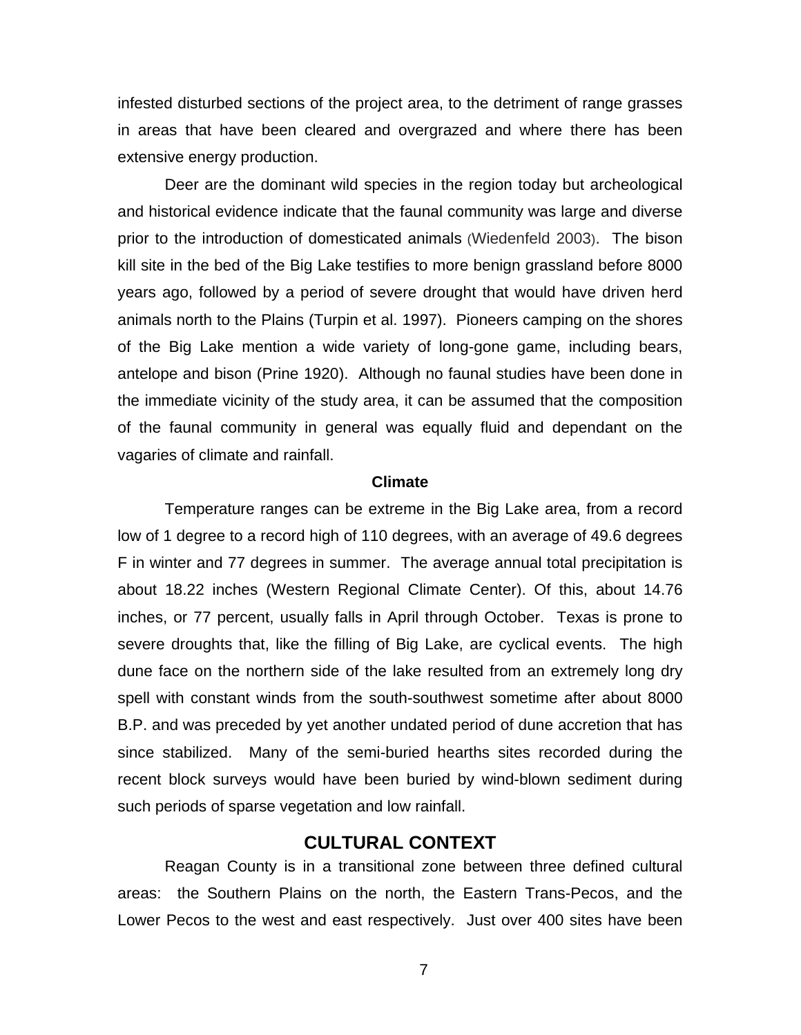infested disturbed sections of the project area, to the detriment of range grasses in areas that have been cleared and overgrazed and where there has been extensive energy production.

Deer are the dominant wild species in the region today but archeological and historical evidence indicate that the faunal community was large and diverse prior to the introduction of domesticated animals (Wiedenfeld 2003). The bison kill site in the bed of the Big Lake testifies to more benign grassland before 8000 years ago, followed by a period of severe drought that would have driven herd animals north to the Plains (Turpin et al. 1997). Pioneers camping on the shores of the Big Lake mention a wide variety of long-gone game, including bears, antelope and bison (Prine 1920). Although no faunal studies have been done in the immediate vicinity of the study area, it can be assumed that the composition of the faunal community in general was equally fluid and dependant on the vagaries of climate and rainfall.

### Climate

Temperature ranges can be extreme in the Big Lake area, from a record low of 1 degree to a record high of 110 degrees, with an average of 49.6 degrees F in winter and 77 degrees in summer. The average annual total precipitation is about 18.22 inches (Western Regional Climate Center). Of this, about 14.76 inches, or 77 percent, usually falls in April through October. Texas is prone to severe droughts that, like the filling of Big Lake, are cyclical events. The high dune face on the northern side of the lake resulted from an extremely long dry spell with constant winds from the south-southwest sometime after about 8000 B.P. and was preceded by yet another undated period of dune accretion that has since stabilized. Many of the semi-buried hearths sites recorded during the recent block surveys would have been buried by wind-blown sediment during such periods of sparse vegetation and low rainfall.

## CULTURAL CONTEXT

Reagan County is in a transitional zone between three defined cultural areas: the Southern Plains on the north, the Eastern Trans-Pecos, and the Lower Pecos to the west and east respectively. Just over 400 sites have been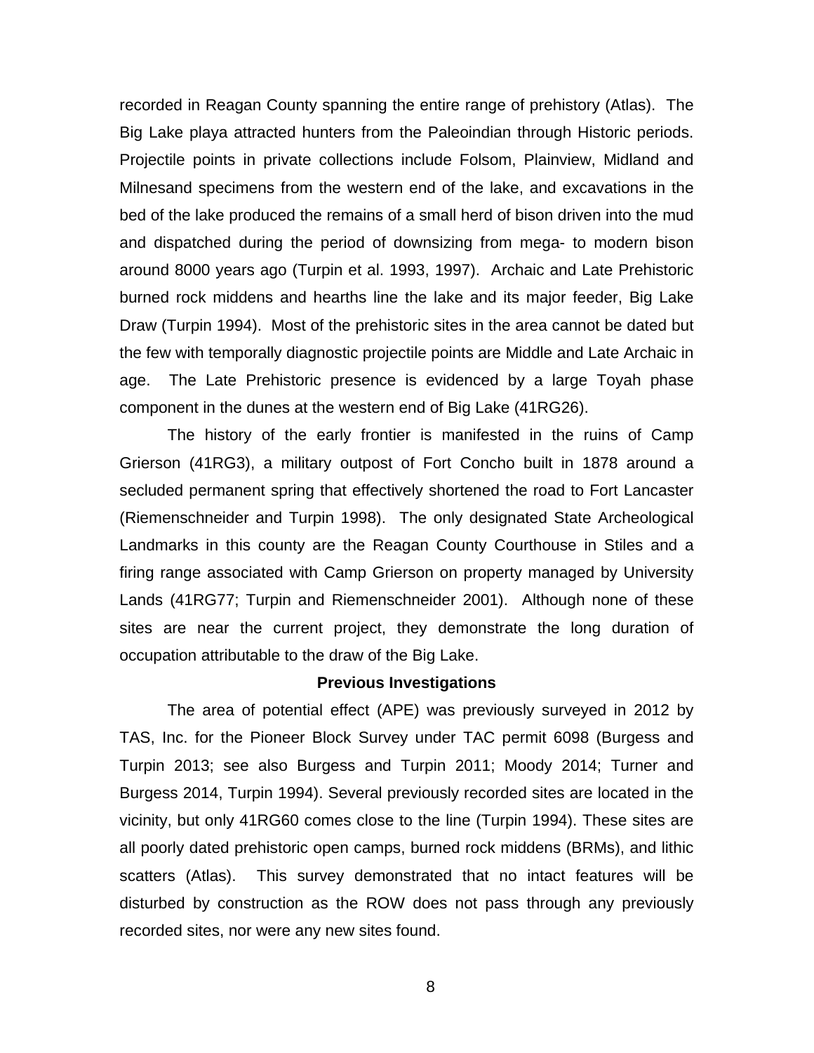recorded in Reagan County spanning the entire range of prehistory (Atlas). The Big Lake playa attracted hunters from the Paleoindian through Historic periods. Projectile points in private collections include Folsom, Plainview, Midland and Milnesand specimens from the western end of the lake, and excavations in the bed of the lake produced the remains of a small herd of bison driven into the mud and dispatched during the period of downsizing from mega- to modern bison around 8000 years ago (Turpin et al. 1993, 1997). Archaic and Late Prehistoric burned rock middens and hearths line the lake and its major feeder, Big Lake Draw (Turpin 1994). Most of the prehistoric sites in the area cannot be dated but the few with temporally diagnostic projectile points are Middle and Late Archaic in age. The Late Prehistoric presence is evidenced by a large Toyah phase component in the dunes at the western end of Big Lake (41RG26).

The history of the early frontier is manifested in the ruins of Camp Grierson (41RG3), a military outpost of Fort Concho built in 1878 around a secluded permanent spring that effectively shortened the road to Fort Lancaster (Riemenschneider and Turpin 1998). The only designated State Archeological Landmarks in this county are the Reagan County Courthouse in Stiles and a firing range associated with Camp Grierson on property managed by University Lands (41RG77; Turpin and Riemenschneider 2001). Although none of these sites are near the current project, they demonstrate the long duration of occupation attributable to the draw of the Big Lake.

## Previous Investigations

The area of potential effect (APE) was previously surveyed in 2012 by TAS, Inc. for the Pioneer Block Survey under TAC permit 6098 (Burgess and Turpin 2013; see also Burgess and Turpin 2011; Moody 2014; Turner and Burgess 2014, Turpin 1994). Several previously recorded sites are located in the vicinity, but only 41RG60 comes close to the line (Turpin 1994). These sites are all poorly dated prehistoric open camps, burned rock middens (BRMs), and lithic scatters (Atlas). This survey demonstrated that no intact features will be disturbed by construction as the ROW does not pass through any previously recorded sites, nor were any new sites found.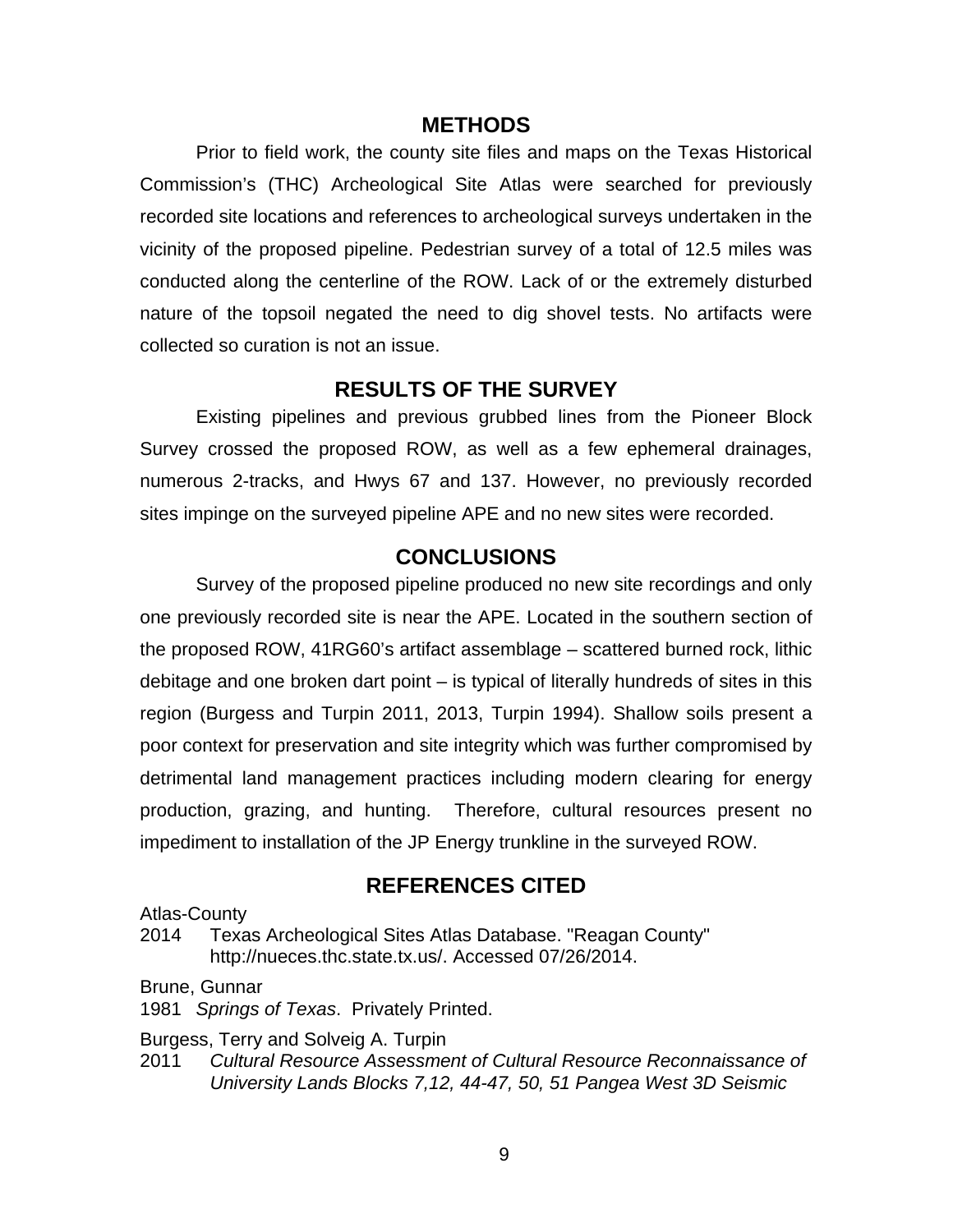## METHODS

Prior to field work, the county site files and maps on the Texas Historical Commission's (THC) Archeological Site Atlas were searched for previously recorded site locations and references to archeological surveys undertaken in the vicinity of the proposed pipeline. Pedestrian survey of a total of 12.5 miles was conducted along the centerline of the ROW. Lack of or the extremely disturbed nature of the topsoil negated the need to dig shovel tests. No artifacts were collected so curation is not an issue.

## RESULTS OF THE SURVEY

Existing pipelines and previous grubbed lines from the Pioneer Block Survey crossed the proposed ROW, as well as a few ephemeral drainages, numerous 2-tracks, and Hwys 67 and 137. However, no previously recorded sites impinge on the surveyed pipeline APE and no new sites were recorded.

## CONCLUSIONS

Survey of the proposed pipeline produced no new site recordings and only one previously recorded site is near the APE. Located in the southern section of the proposed ROW, 41RG60's artifact assemblage – scattered burned rock, lithic debitage and one broken dart point – is typical of literally hundreds of sites in this region (Burgess and Turpin 2011, 2013, Turpin 1994). Shallow soils present a poor context for preservation and site integrity which was further compromised by detrimental land management practices including modern clearing for energy production, grazing, and hunting. Therefore, cultural resources present no impediment to installation of the JP Energy trunkline in the surveyed ROW.

## REFERENCES CITED

Atlas-County

2014 Texas Archeological Sites Atlas Database. "Reagan County" http://nueces.thc.state.tx.us/. Accessed 07/26/2014.

Brune, Gunnar

1981 *Springs of Texas*. Privately Printed.

Burgess, Terry and Solveig A. Turpin

2011 *Cultural Resource Assessment of Cultural Resource Reconnaissance of University Lands Blocks 7,12, 44-47, 50, 51 Pangea West 3D Seismic*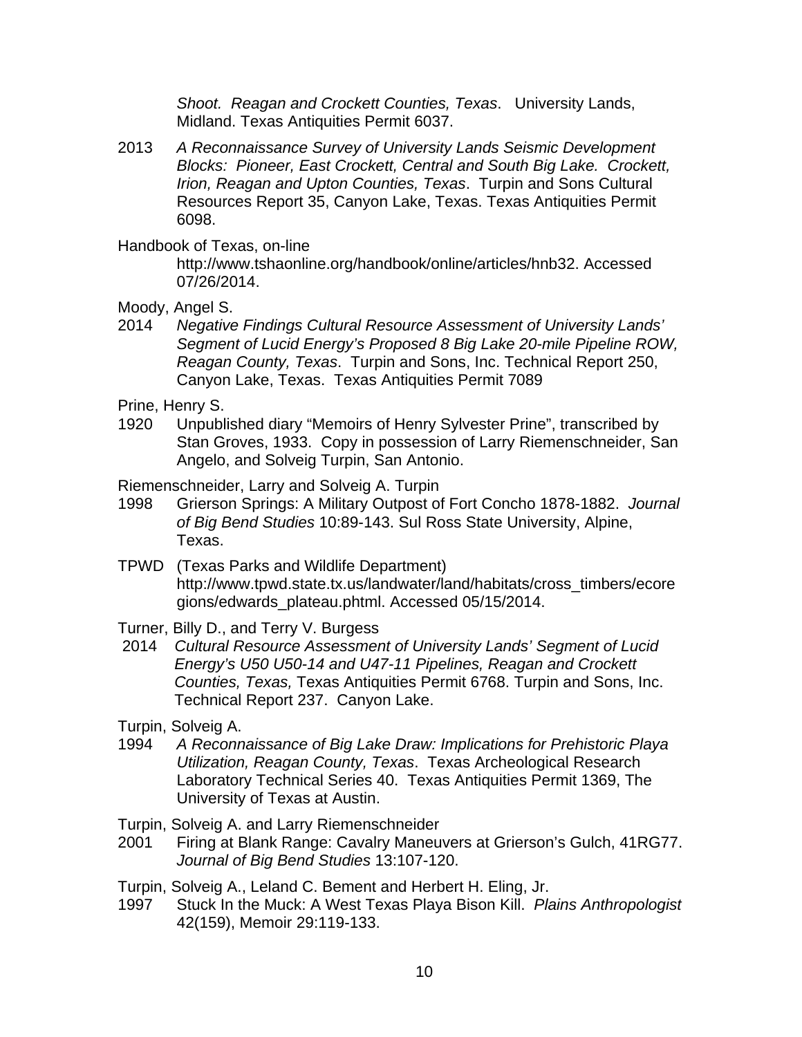*Shoot. Reagan and Crockett Counties, Texas*. University Lands, Midland. Texas Antiquities Permit 6037.

2013 *A Reconnaissance Survey of University Lands Seismic Development Blocks: Pioneer, East Crockett, Central and South Big Lake. Crockett, Irion, Reagan and Upton Counties, Texas*. Turpin and Sons Cultural Resources Report 35, Canyon Lake, Texas. Texas Antiquities Permit 6098.

Handbook of Texas, on-line
http://www.tshaonline.org/handbook/online/articles/hnb32. Accessed 07/26/2014.

Moody, Angel S.
2014 *Negative Findings Cultural Resource Assessment of University Lands' Segment of Lucid Energy's Proposed 8 Big Lake 20-mile Pipeline ROW, Reagan County, Texas*. Turpin and Sons, Inc. Technical Report 250, Canyon Lake, Texas. Texas Antiquities Permit 7089

Prine, Henry S.
1920 Unpublished diary "Memoirs of Henry Sylvester Prine", transcribed by Stan Groves, 1933. Copy in possession of Larry Riemenschneider, San Angelo, and Solveig Turpin, San Antonio.

Riemenschneider, Larry and Solveig A. Turpin
1998 Grierson Springs: A Military Outpost of Fort Concho 1878-1882. *Journal of Big Bend Studies* 10:89-143. Sul Ross State University, Alpine, Texas.

TPWD (Texas Parks and Wildlife Department)
http://www.tpwd.state.tx.us/landwater/land/habitats/cross_timbers/ecoregions/edwards_plateau.phtml. Accessed 05/15/2014.

Turner, Billy D., and Terry V. Burgess
2014 *Cultural Resource Assessment of University Lands' Segment of Lucid Energy's U50 U50-14 and U47-11 Pipelines, Reagan and Crockett Counties, Texas,* Texas Antiquities Permit 6768. Turpin and Sons, Inc. Technical Report 237. Canyon Lake.

Turpin, Solveig A.
1994 *A Reconnaissance of Big Lake Draw: Implications for Prehistoric Playa Utilization, Reagan County, Texas*. Texas Archeological Research Laboratory Technical Series 40. Texas Antiquities Permit 1369, The University of Texas at Austin.

Turpin, Solveig A. and Larry Riemenschneider
2001 Firing at Blank Range: Cavalry Maneuvers at Grierson's Gulch, 41RG77. *Journal of Big Bend Studies* 13:107-120.

Turpin, Solveig A., Leland C. Bement and Herbert H. Eling, Jr.
1997 Stuck In the Muck: A West Texas Playa Bison Kill. *Plains Anthropologist* 42(159), Memoir 29:119-133.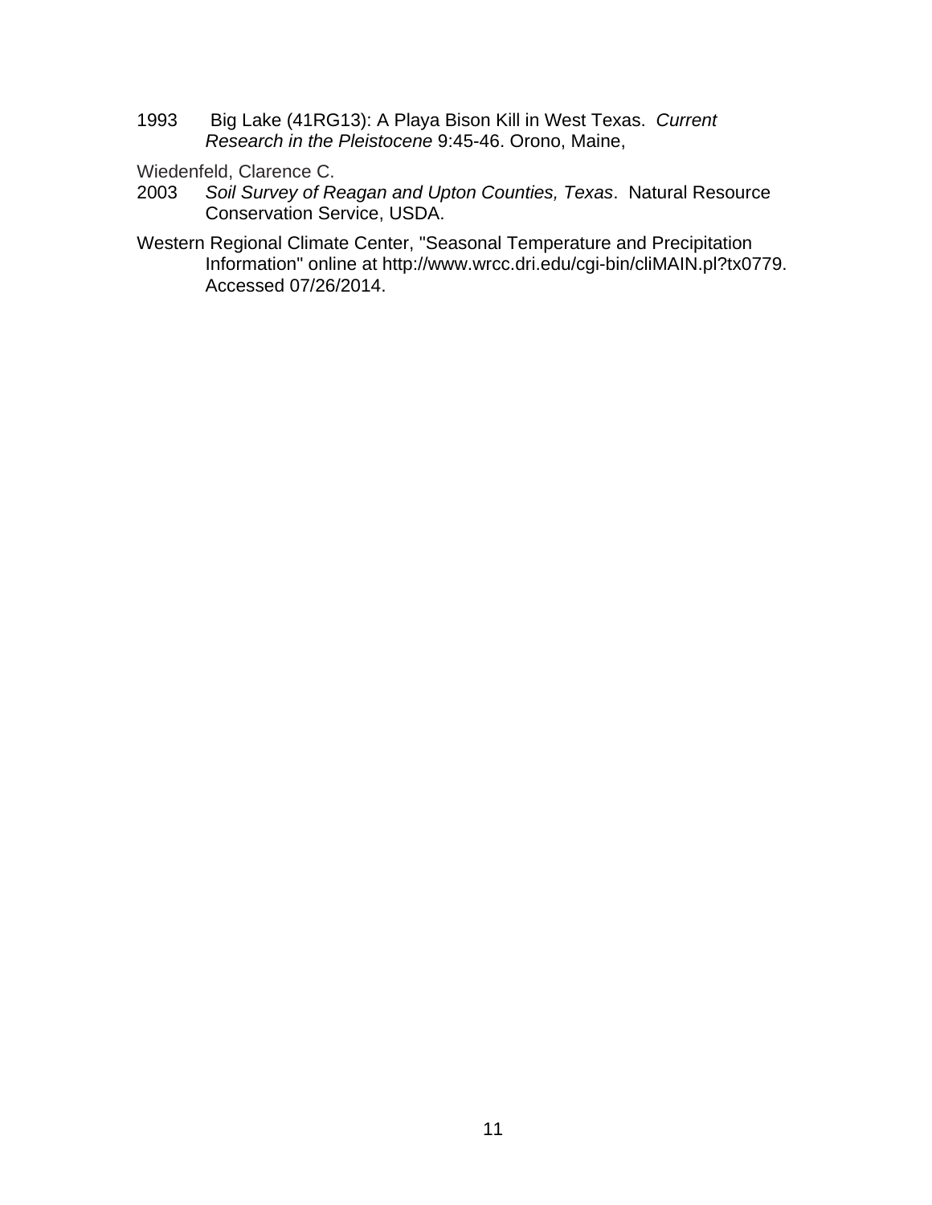1993 Big Lake (41RG13): A Playa Bison Kill in West Texas. *Current Research in the Pleistocene* 9:45-46. Orono, Maine,

Wiedenfeld, Clarence C.

2003 *Soil Survey of Reagan and Upton Counties, Texas*. Natural Resource Conservation Service, USDA.

Western Regional Climate Center, "Seasonal Temperature and Precipitation Information" online at http://www.wrcc.dri.edu/cgi-bin/cliMAIN.pl?tx0779. Accessed 07/26/2014.